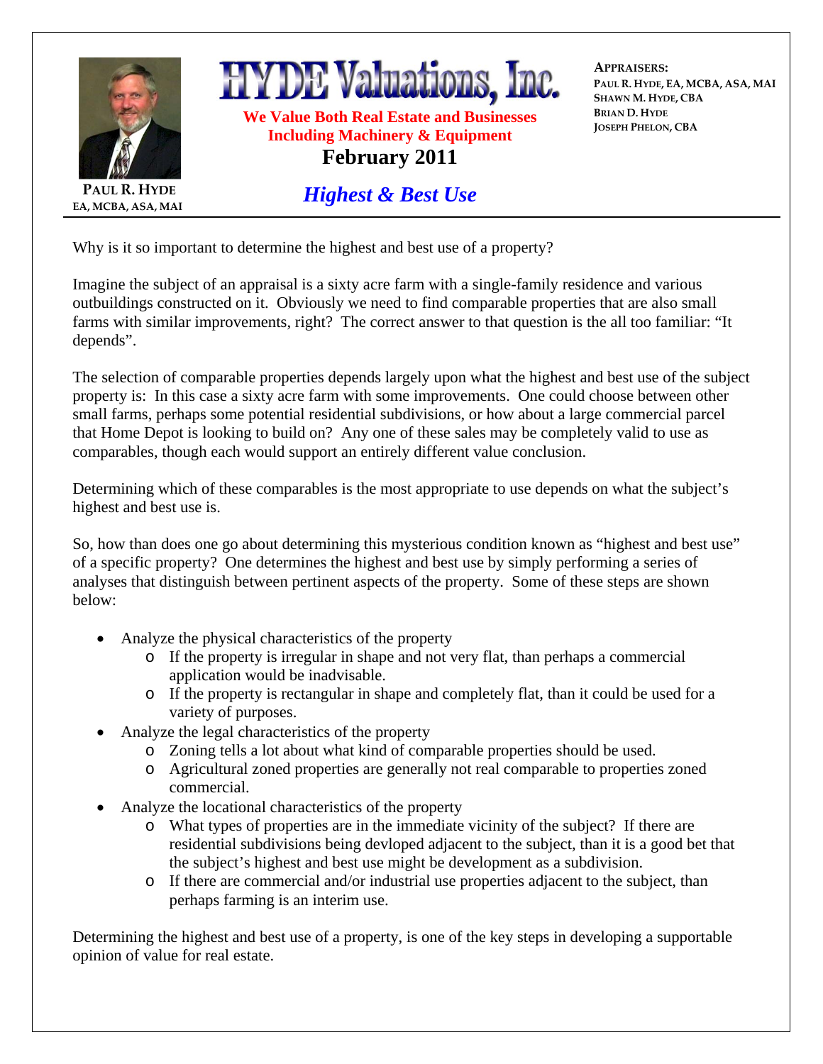# HYDE Valuations, Inc.

**We Value Both Real Estate and Businesses Including Machinery & Equipment**

**February 2011**

PAUL R. HYDE
EA, MCBA, ASA, MAI

**APPRAISERS:**
PAUL R. HYDE, EA, MCBA, ASA, MAI
SHAWN M. HYDE, CBA
BRIAN D. HYDE
JOSEPH PHELON, CBA

## *Highest & Best Use*

Why is it so important to determine the highest and best use of a property?

Imagine the subject of an appraisal is a sixty acre farm with a single-family residence and various outbuildings constructed on it. Obviously we need to find comparable properties that are also small farms with similar improvements, right? The correct answer to that question is the all too familiar: "It depends".

The selection of comparable properties depends largely upon what the highest and best use of the subject property is: In this case a sixty acre farm with some improvements. One could choose between other small farms, perhaps some potential residential subdivisions, or how about a large commercial parcel that Home Depot is looking to build on? Any one of these sales may be completely valid to use as comparables, though each would support an entirely different value conclusion.

Determining which of these comparables is the most appropriate to use depends on what the subject's highest and best use is.

So, how than does one go about determining this mysterious condition known as "highest and best use" of a specific property? One determines the highest and best use by simply performing a series of analyses that distinguish between pertinent aspects of the property. Some of these steps are shown below:

- Analyze the physical characteristics of the property
  - If the property is irregular in shape and not very flat, than perhaps a commercial application would be inadvisable.
  - If the property is rectangular in shape and completely flat, than it could be used for a variety of purposes.
- Analyze the legal characteristics of the property
  - Zoning tells a lot about what kind of comparable properties should be used.
  - Agricultural zoned properties are generally not real comparable to properties zoned commercial.
- Analyze the locational characteristics of the property
  - What types of properties are in the immediate vicinity of the subject? If there are residential subdivisions being devloped adjacent to the subject, than it is a good bet that the subject's highest and best use might be development as a subdivision.
  - If there are commercial and/or industrial use properties adjacent to the subject, than perhaps farming is an interim use.

Determining the highest and best use of a property, is one of the key steps in developing a supportable opinion of value for real estate.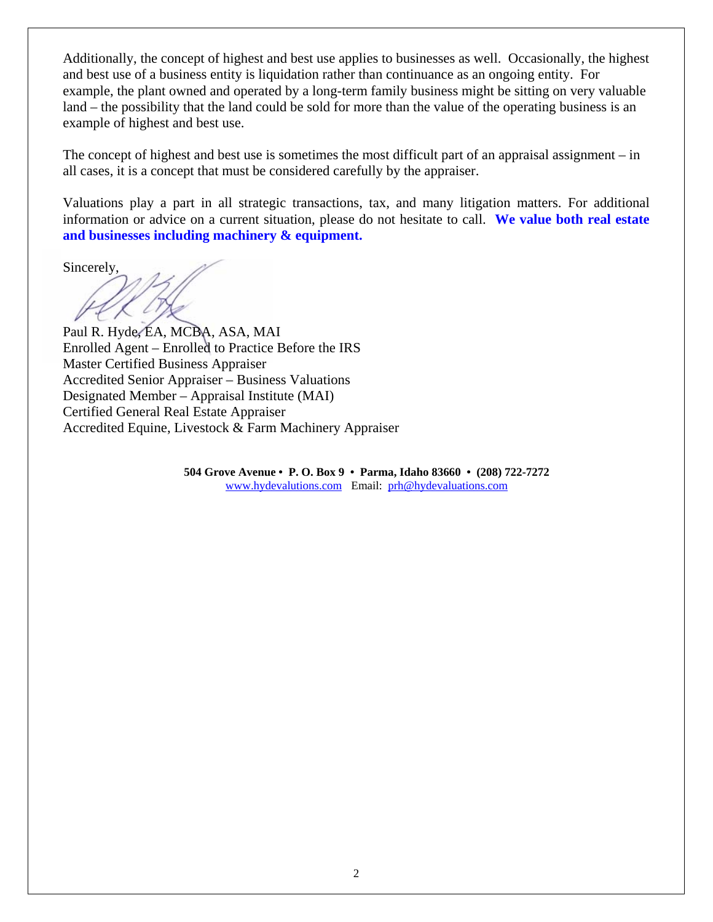Additionally, the concept of highest and best use applies to businesses as well. Occasionally, the highest and best use of a business entity is liquidation rather than continuance as an ongoing entity. For example, the plant owned and operated by a long-term family business might be sitting on very valuable land – the possibility that the land could be sold for more than the value of the operating business is an example of highest and best use.

The concept of highest and best use is sometimes the most difficult part of an appraisal assignment – in all cases, it is a concept that must be considered carefully by the appraiser.

Valuations play a part in all strategic transactions, tax, and many litigation matters. For additional information or advice on a current situation, please do not hesitate to call. **We value both real estate and businesses including machinery & equipment.**

Sincerely,

Paul R. Hyde, EA, MCBA, ASA, MAI
Enrolled Agent – Enrolled to Practice Before the IRS
Master Certified Business Appraiser
Accredited Senior Appraiser – Business Valuations
Designated Member – Appraisal Institute (MAI)
Certified General Real Estate Appraiser
Accredited Equine, Livestock & Farm Machinery Appraiser

**504 Grove Avenue • P. O. Box 9 • Parma, Idaho 83660 • (208) 722-7272**
www.hydevalutions.com Email: prh@hydevaluations.com